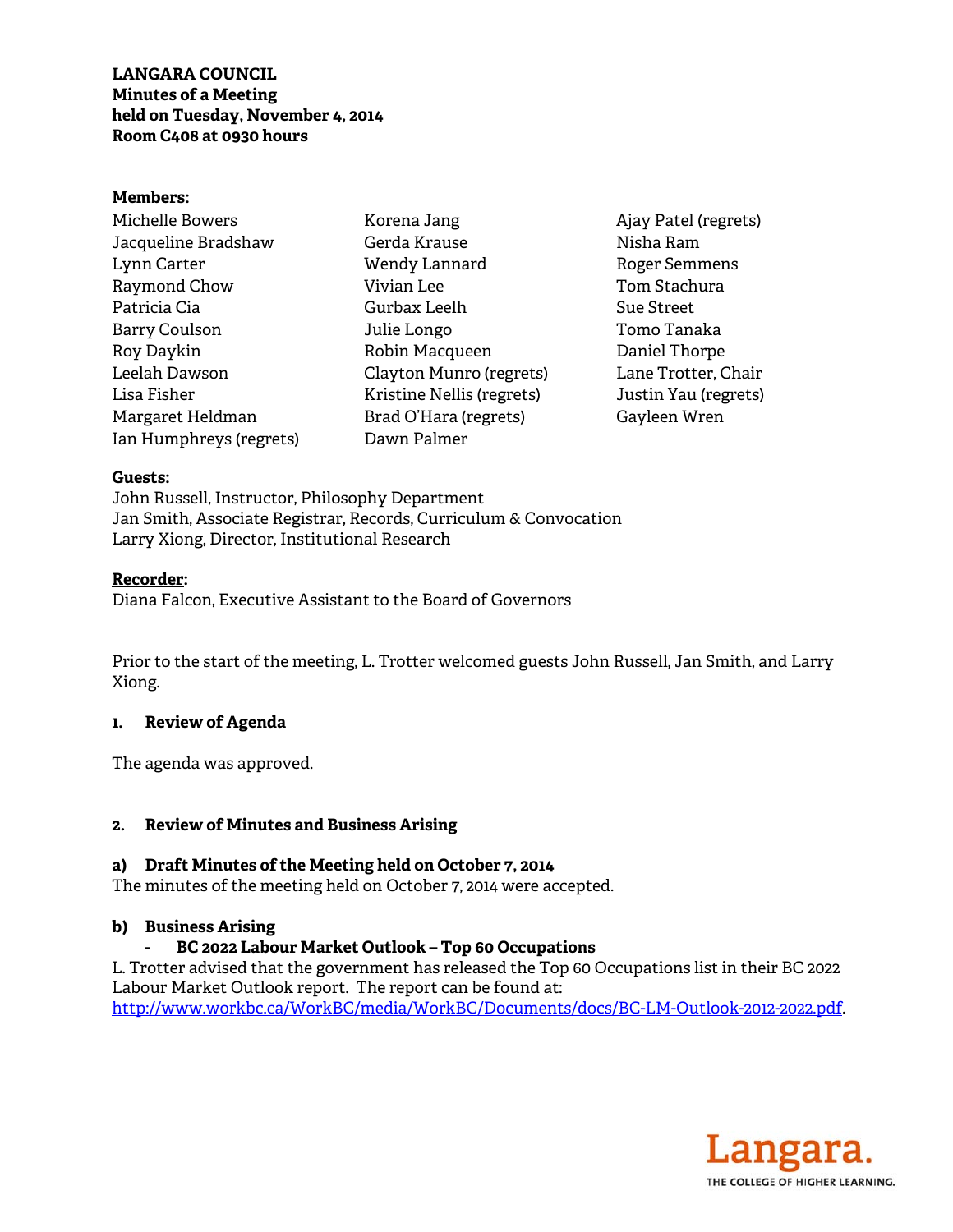**LANGARA COUNCIL**
**Minutes of a Meeting**
**held on Tuesday, November 4, 2014**
**Room C408 at 0930 hours**

**Members:**

Michelle Bowers
Jacqueline Bradshaw
Lynn Carter
Raymond Chow
Patricia Cia
Barry Coulson
Roy Daykin
Leelah Dawson
Lisa Fisher
Margaret Heldman
Ian Humphreys (regrets)
Korena Jang
Gerda Krause
Wendy Lannard
Vivian Lee
Gurbax Leelh
Julie Longo
Robin Macqueen
Clayton Munro (regrets)
Kristine Nellis (regrets)
Brad O'Hara (regrets)
Dawn Palmer
Ajay Patel (regrets)
Nisha Ram
Roger Semmens
Tom Stachura
Sue Street
Tomo Tanaka
Daniel Thorpe
Lane Trotter, Chair
Justin Yau (regrets)
Gayleen Wren

**Guests:**

John Russell, Instructor, Philosophy Department
Jan Smith, Associate Registrar, Records, Curriculum & Convocation
Larry Xiong, Director, Institutional Research

**Recorder:**

Diana Falcon, Executive Assistant to the Board of Governors

Prior to the start of the meeting, L. Trotter welcomed guests John Russell, Jan Smith, and Larry Xiong.

## 1. Review of Agenda

The agenda was approved.

## 2. Review of Minutes and Business Arising

### a) Draft Minutes of the Meeting held on October 7, 2014

The minutes of the meeting held on October 7, 2014 were accepted.

### b) Business Arising

- **BC 2022 Labour Market Outlook – Top 60 Occupations**

L. Trotter advised that the government has released the Top 60 Occupations list in their BC 2022 Labour Market Outlook report. The report can be found at: http://www.workbc.ca/WorkBC/media/WorkBC/Documents/docs/BC-LM-Outlook-2012-2022.pdf.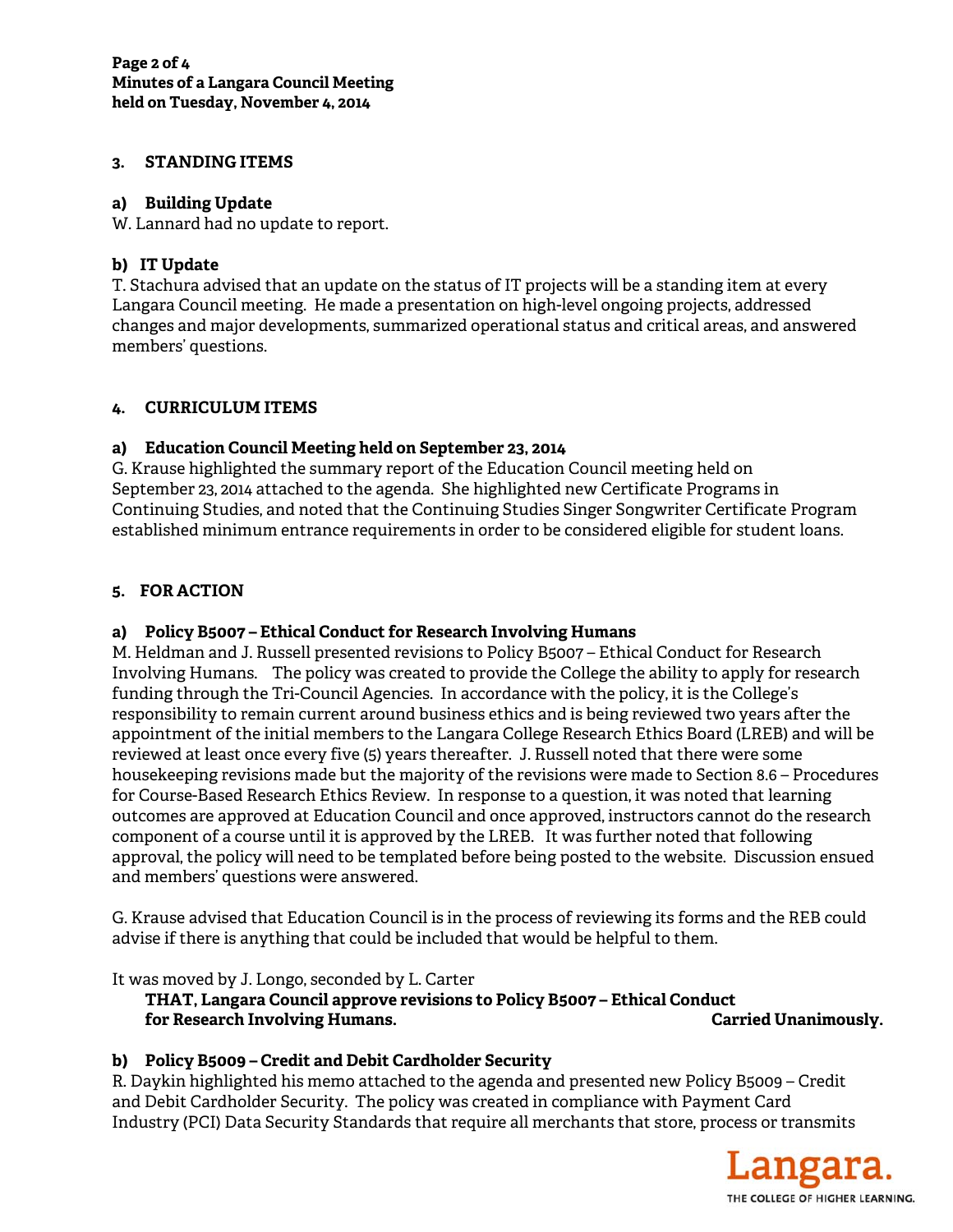## 3. STANDING ITEMS

### a) Building Update

W. Lannard had no update to report.

### b) IT Update

T. Stachura advised that an update on the status of IT projects will be a standing item at every Langara Council meeting. He made a presentation on high-level ongoing projects, addressed changes and major developments, summarized operational status and critical areas, and answered members' questions.

## 4. CURRICULUM ITEMS

### a) Education Council Meeting held on September 23, 2014

G. Krause highlighted the summary report of the Education Council meeting held on September 23, 2014 attached to the agenda. She highlighted new Certificate Programs in Continuing Studies, and noted that the Continuing Studies Singer Songwriter Certificate Program established minimum entrance requirements in order to be considered eligible for student loans.

## 5. FOR ACTION

### a) Policy B5007 – Ethical Conduct for Research Involving Humans

M. Heldman and J. Russell presented revisions to Policy B5007 – Ethical Conduct for Research Involving Humans. The policy was created to provide the College the ability to apply for research funding through the Tri-Council Agencies. In accordance with the policy, it is the College's responsibility to remain current around business ethics and is being reviewed two years after the appointment of the initial members to the Langara College Research Ethics Board (LREB) and will be reviewed at least once every five (5) years thereafter. J. Russell noted that there were some housekeeping revisions made but the majority of the revisions were made to Section 8.6 – Procedures for Course-Based Research Ethics Review. In response to a question, it was noted that learning outcomes are approved at Education Council and once approved, instructors cannot do the research component of a course until it is approved by the LREB. It was further noted that following approval, the policy will need to be templated before being posted to the website. Discussion ensued and members' questions were answered.

G. Krause advised that Education Council is in the process of reviewing its forms and the REB could advise if there is anything that could be included that would be helpful to them.

It was moved by J. Longo, seconded by L. Carter

**THAT, Langara Council approve revisions to Policy B5007 – Ethical Conduct for Research Involving Humans.** **Carried Unanimously.**

### b) Policy B5009 – Credit and Debit Cardholder Security

R. Daykin highlighted his memo attached to the agenda and presented new Policy B5009 – Credit and Debit Cardholder Security. The policy was created in compliance with Payment Card Industry (PCI) Data Security Standards that require all merchants that store, process or transmits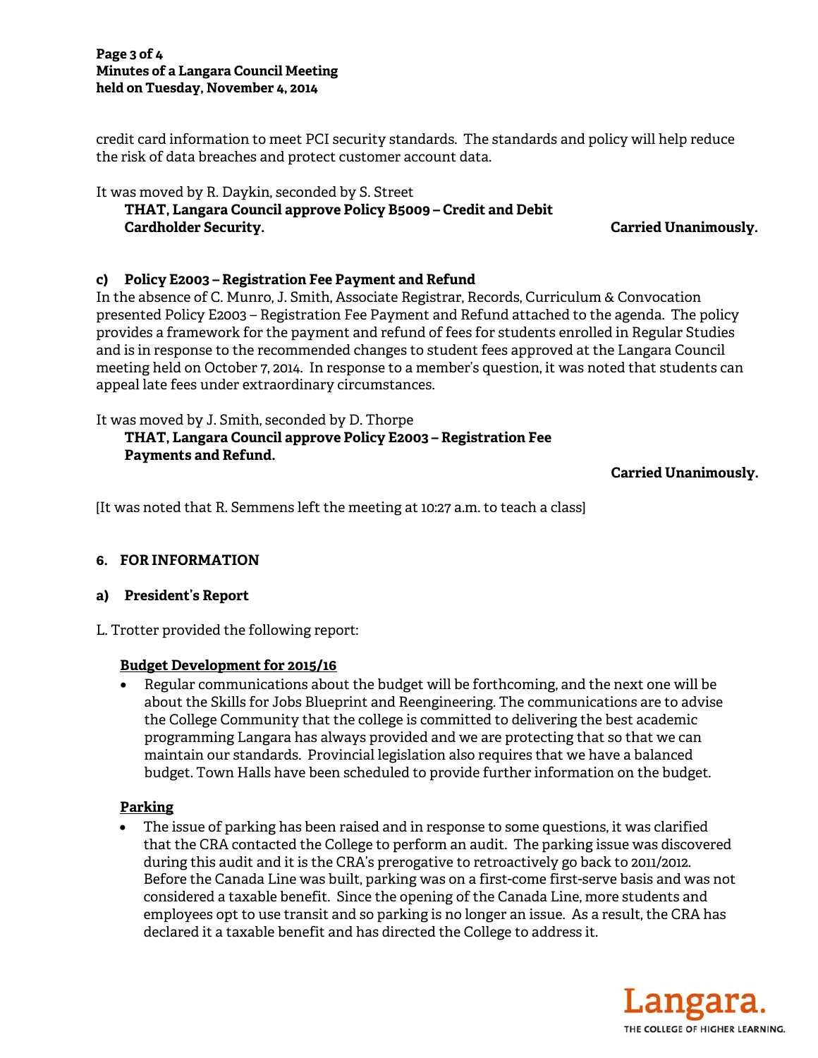credit card information to meet PCI security standards. The standards and policy will help reduce the risk of data breaches and protect customer account data.

It was moved by R. Daykin, seconded by S. Street

> **THAT, Langara Council approve Policy B5009 – Credit and Debit Cardholder Security.**

**Carried Unanimously.**

### c) Policy E2003 – Registration Fee Payment and Refund

In the absence of C. Munro, J. Smith, Associate Registrar, Records, Curriculum & Convocation presented Policy E2003 – Registration Fee Payment and Refund attached to the agenda. The policy provides a framework for the payment and refund of fees for students enrolled in Regular Studies and is in response to the recommended changes to student fees approved at the Langara Council meeting held on October 7, 2014. In response to a member's question, it was noted that students can appeal late fees under extraordinary circumstances.

It was moved by J. Smith, seconded by D. Thorpe

> **THAT, Langara Council approve Policy E2003 – Registration Fee Payments and Refund.**

**Carried Unanimously.**

[It was noted that R. Semmens left the meeting at 10:27 a.m. to teach a class]

## 6. FOR INFORMATION

### a) President's Report

L. Trotter provided the following report:

**Budget Development for 2015/16**

- Regular communications about the budget will be forthcoming, and the next one will be about the Skills for Jobs Blueprint and Reengineering. The communications are to advise the College Community that the college is committed to delivering the best academic programming Langara has always provided and we are protecting that so that we can maintain our standards. Provincial legislation also requires that we have a balanced budget. Town Halls have been scheduled to provide further information on the budget.

**Parking**

- The issue of parking has been raised and in response to some questions, it was clarified that the CRA contacted the College to perform an audit. The parking issue was discovered during this audit and it is the CRA's prerogative to retroactively go back to 2011/2012. Before the Canada Line was built, parking was on a first-come first-serve basis and was not considered a taxable benefit. Since the opening of the Canada Line, more students and employees opt to use transit and so parking is no longer an issue. As a result, the CRA has declared it a taxable benefit and has directed the College to address it.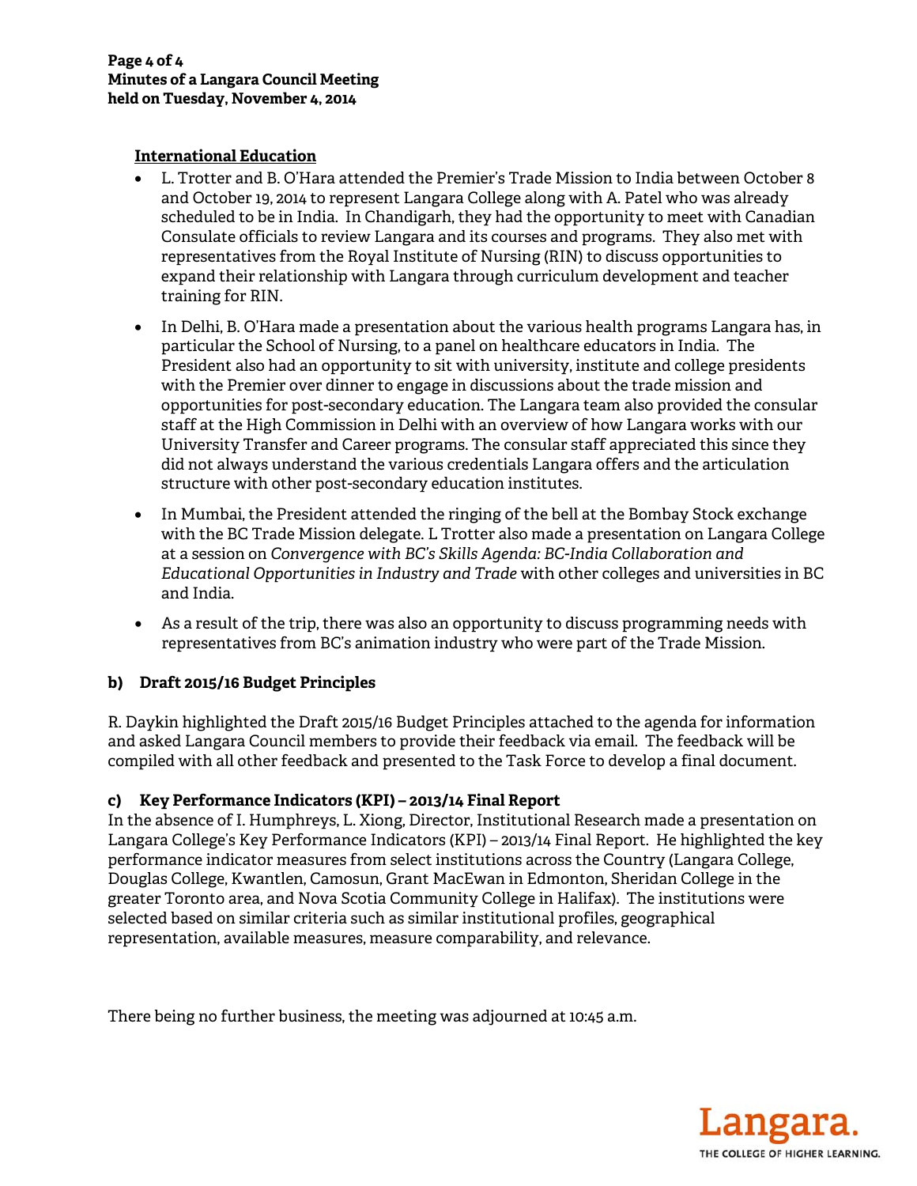**International Education**

- L. Trotter and B. O'Hara attended the Premier's Trade Mission to India between October 8 and October 19, 2014 to represent Langara College along with A. Patel who was already scheduled to be in India. In Chandigarh, they had the opportunity to meet with Canadian Consulate officials to review Langara and its courses and programs. They also met with representatives from the Royal Institute of Nursing (RIN) to discuss opportunities to expand their relationship with Langara through curriculum development and teacher training for RIN.
- In Delhi, B. O'Hara made a presentation about the various health programs Langara has, in particular the School of Nursing, to a panel on healthcare educators in India. The President also had an opportunity to sit with university, institute and college presidents with the Premier over dinner to engage in discussions about the trade mission and opportunities for post-secondary education. The Langara team also provided the consular staff at the High Commission in Delhi with an overview of how Langara works with our University Transfer and Career programs. The consular staff appreciated this since they did not always understand the various credentials Langara offers and the articulation structure with other post-secondary education institutes.
- In Mumbai, the President attended the ringing of the bell at the Bombay Stock exchange with the BC Trade Mission delegate. L Trotter also made a presentation on Langara College at a session on *Convergence with BC's Skills Agenda: BC-India Collaboration and Educational Opportunities in Industry and Trade* with other colleges and universities in BC and India.
- As a result of the trip, there was also an opportunity to discuss programming needs with representatives from BC's animation industry who were part of the Trade Mission.

**b) Draft 2015/16 Budget Principles**

R. Daykin highlighted the Draft 2015/16 Budget Principles attached to the agenda for information and asked Langara Council members to provide their feedback via email. The feedback will be compiled with all other feedback and presented to the Task Force to develop a final document.

**c) Key Performance Indicators (KPI) – 2013/14 Final Report**

In the absence of I. Humphreys, L. Xiong, Director, Institutional Research made a presentation on Langara College's Key Performance Indicators (KPI) – 2013/14 Final Report. He highlighted the key performance indicator measures from select institutions across the Country (Langara College, Douglas College, Kwantlen, Camosun, Grant MacEwan in Edmonton, Sheridan College in the greater Toronto area, and Nova Scotia Community College in Halifax). The institutions were selected based on similar criteria such as similar institutional profiles, geographical representation, available measures, measure comparability, and relevance.

There being no further business, the meeting was adjourned at 10:45 a.m.